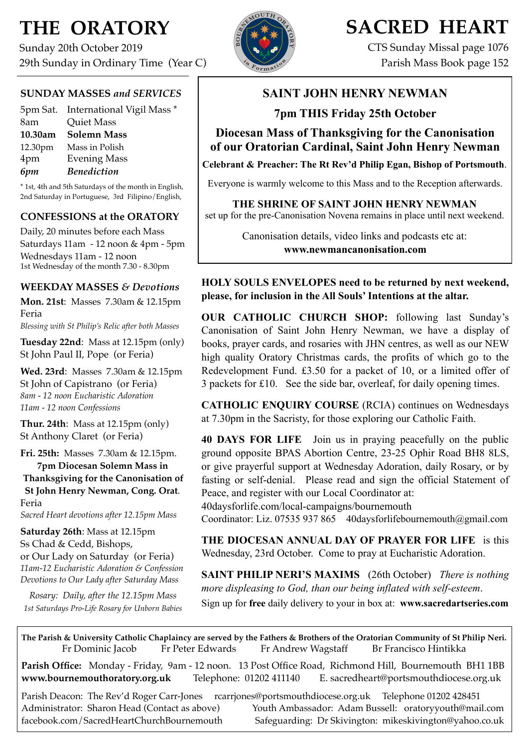# THE ORATORY

Sunday 20th October 2019
29th Sunday in Ordinary Time (Year C)

# SACRED HEART

CTS Sunday Missal page 1076
Parish Mass Book page 152

## SUNDAY MASSES *and SERVICES*

| | |
|---|---|
| 5pm Sat. | International Vigil Mass * |
| 8am | Quiet Mass |
| **10.30am** | **Solemn Mass** |
| 12.30pm | Mass in Polish |
| 4pm | Evening Mass |
| ***6pm*** | ***Benediction*** |

* 1st, 4th and 5th Saturdays of the month in English, 2nd Saturday in Portuguese, 3rd Filipino/English,

## CONFESSIONS at the ORATORY

Daily, 20 minutes before each Mass
Saturdays 11am - 12 noon & 4pm - 5pm
Wednesdays 11am - 12 noon
1st Wednesday of the month 7.30 - 8.30pm

## WEEKDAY MASSES *& Devotions*

**Mon. 21st**: Masses 7.30am & 12.15pm
Feria
*Blessing with St Philip's Relic after both Masses*

**Tuesday 22nd**: Mass at 12.15pm (only)
St John Paul II, Pope (or Feria)

**Wed. 23rd**: Masses 7.30am & 12.15pm
St John of Capistrano (or Feria)
*8am - 12 noon Eucharistic Adoration*
*11am - 12 noon Confessions*

**Thur. 24th**: Mass at 12.15pm (only)
St Anthony Claret (or Feria)

**Fri. 25th:** Masses 7.30am & 12.15pm.
**7pm Diocesan Solemn Mass in Thanksgiving for the Canonisation of St John Henry Newman, Cong. Orat**.
Feria
*Sacred Heart devotions after 12.15pm Mass*

**Saturday 26th**: Mass at 12.15pm
Ss Chad & Cedd, Bishops,
or Our Lady on Saturday (or Feria)
*11am-12 Eucharistic Adoration & Confession*
*Devotions to Our Lady after Saturday Mass*

*Rosary: Daily, after the 12.15pm Mass*
*1st Saturdays Pro-Life Rosary for Unborn Babies*

## SAINT JOHN HENRY NEWMAN

### 7pm THIS Friday 25th October

### Diocesan Mass of Thanksgiving for the Canonisation of our Oratorian Cardinal, Saint John Henry Newman

**Celebrant & Preacher: The Rt Rev'd Philip Egan, Bishop of Portsmouth**.

Everyone is warmly welcome to this Mass and to the Reception afterwards.

**THE SHRINE OF SAINT JOHN HENRY NEWMAN** set up for the pre-Canonisation Novena remains in place until next weekend.

Canonisation details, video links and podcasts etc at: **www.newmancanonisation.com**

**HOLY SOULS ENVELOPES need to be returned by next weekend, please, for inclusion in the All Souls' Intentions at the altar.**

**OUR CATHOLIC CHURCH SHOP:** following last Sunday's Canonisation of Saint John Henry Newman, we have a display of books, prayer cards, and rosaries with JHN centres, as well as our NEW high quality Oratory Christmas cards, the profits of which go to the Redevelopment Fund. £3.50 for a packet of 10, or a limited offer of 3 packets for £10. See the side bar, overleaf, for daily opening times.

**CATHOLIC ENQUIRY COURSE** (RCIA) continues on Wednesdays at 7.30pm in the Sacristy, for those exploring our Catholic Faith.

**40 DAYS FOR LIFE** Join us in praying peacefully on the public ground opposite BPAS Abortion Centre, 23-25 Ophir Road BH8 8LS, or give prayerful support at Wednesday Adoration, daily Rosary, or by fasting or self-denial. Please read and sign the official Statement of Peace, and register with our Local Coordinator at:
40daysforlife.com/local-campaigns/bournemouth
Coordinator: Liz. 07535 937 865 40daysforlifebournemouth@gmail.com

**THE DIOCESAN ANNUAL DAY OF PRAYER FOR LIFE** is this Wednesday, 23rd October. Come to pray at Eucharistic Adoration.

**SAINT PHILIP NERI'S MAXIMS** (26th October) *There is nothing more displeasing to God, than our being inflated with self-esteem*.
Sign up for **free** daily delivery to your in box at: **www.sacredartseries.com**

**The Parish & University Catholic Chaplaincy are served by the Fathers & Brothers of the Oratorian Community of St Philip Neri.**
Fr Dominic Jacob Fr Peter Edwards Fr Andrew Wagstaff Br Francisco Hintikka

**Parish Office:** Monday - Friday, 9am - 12 noon. 13 Post Office Road, Richmond Hill, Bournemouth BH1 1BB
**www.bournemouthoratory.org.uk** Telephone: 01202 411140 E. sacredheart@portsmouthdiocese.org.uk

Parish Deacon: The Rev'd Roger Carr-Jones rcarrjones@portsmouthdiocese.org.uk Telephone 01202 428451
Administrator: Sharon Head (Contact as above) Youth Ambassador: Adam Bussell: oratoryyouth@mail.com
facebook.com/SacredHeartChurchBournemouth Safeguarding: Dr Skivington: mikeskivington@yahoo.co.uk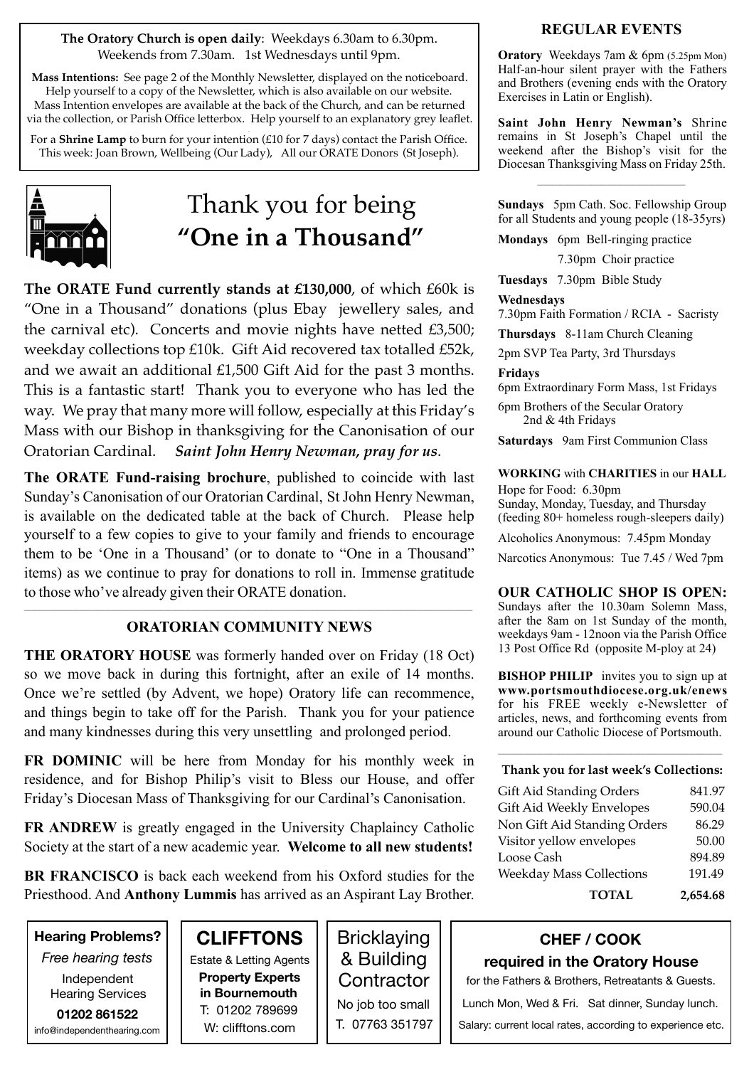**The Oratory Church is open daily**: Weekdays 6.30am to 6.30pm. Weekends from 7.30am. 1st Wednesdays until 9pm.

**Mass Intentions:** See page 2 of the Monthly Newsletter, displayed on the noticeboard. Help yourself to a copy of the Newsletter, which is also available on our website. Mass Intention envelopes are available at the back of the Church, and can be returned via the collection, or Parish Office letterbox. Help yourself to an explanatory grey leaflet.

For a **Shrine Lamp** to burn for your intention (£10 for 7 days) contact the Parish Office. This week: Joan Brown, Wellbeing (Our Lady), All our ORATE Donors (St Joseph).

# Thank you for being **"One in a Thousand"**

**The ORATE Fund currently stands at £130,000**, of which £60k is "One in a Thousand" donations (plus Ebay jewellery sales, and the carnival etc). Concerts and movie nights have netted £3,500; weekday collections top £10k. Gift Aid recovered tax totalled £52k, and we await an additional £1,500 Gift Aid for the past 3 months. This is a fantastic start! Thank you to everyone who has led the way. We pray that many more will follow, especially at this Friday's Mass with our Bishop in thanksgiving for the Canonisation of our Oratorian Cardinal. ***Saint John Henry Newman, pray for us*.**

**The ORATE Fund-raising brochure**, published to coincide with last Sunday's Canonisation of our Oratorian Cardinal, St John Henry Newman, is available on the dedicated table at the back of Church. Please help yourself to a few copies to give to your family and friends to encourage them to be 'One in a Thousand' (or to donate to "One in a Thousand" items) as we continue to pray for donations to roll in. Immense gratitude to those who've already given their ORATE donation.

## ORATORIAN COMMUNITY NEWS

**THE ORATORY HOUSE** was formerly handed over on Friday (18 Oct) so we move back in during this fortnight, after an exile of 14 months. Once we're settled (by Advent, we hope) Oratory life can recommence, and things begin to take off for the Parish. Thank you for your patience and many kindnesses during this very unsettling and prolonged period.

**FR DOMINIC** will be here from Monday for his monthly week in residence, and for Bishop Philip's visit to Bless our House, and offer Friday's Diocesan Mass of Thanksgiving for our Cardinal's Canonisation.

**FR ANDREW** is greatly engaged in the University Chaplaincy Catholic Society at the start of a new academic year. **Welcome to all new students!**

**BR FRANCISCO** is back each weekend from his Oxford studies for the Priesthood. And **Anthony Lummis** has arrived as an Aspirant Lay Brother.

## REGULAR EVENTS

**Oratory** Weekdays 7am & 6pm (5.25pm Mon) Half-an-hour silent prayer with the Fathers and Brothers (evening ends with the Oratory Exercises in Latin or English).

**Saint John Henry Newman's** Shrine remains in St Joseph's Chapel until the weekend after the Bishop's visit for the Diocesan Thanksgiving Mass on Friday 25th.

**Sundays** 5pm Cath. Soc. Fellowship Group for all Students and young people (18-35yrs)

**Mondays** 6pm Bell-ringing practice
7.30pm Choir practice

**Tuesdays** 7.30pm Bible Study

**Wednesdays**
7.30pm Faith Formation / RCIA - Sacristy

**Thursdays** 8-11am Church Cleaning
2pm SVP Tea Party, 3rd Thursdays

**Fridays**
6pm Extraordinary Form Mass, 1st Fridays
6pm Brothers of the Secular Oratory 2nd & 4th Fridays

**Saturdays** 9am First Communion Class

**WORKING** with **CHARITIES** in our **HALL**
Hope for Food: 6.30pm
Sunday, Monday, Tuesday, and Thursday (feeding 80+ homeless rough-sleepers daily)
Alcoholics Anonymous: 7.45pm Monday
Narcotics Anonymous: Tue 7.45 / Wed 7pm

**OUR CATHOLIC SHOP IS OPEN:** Sundays after the 10.30am Solemn Mass, after the 8am on 1st Sunday of the month, weekdays 9am - 12noon via the Parish Office 13 Post Office Rd (opposite M-ploy at 24)

**BISHOP PHILIP** invites you to sign up at **www.portsmouthdiocese.org.uk/enews** for his FREE weekly e-Newsletter of articles, news, and forthcoming events from around our Catholic Diocese of Portsmouth.

**Thank you for last week's Collections:**

| | |
|---|---|
| Gift Aid Standing Orders | 841.97 |
| Gift Aid Weekly Envelopes | 590.04 |
| Non Gift Aid Standing Orders | 86.29 |
| Visitor yellow envelopes | 50.00 |
| Loose Cash | 894.89 |
| Weekday Mass Collections | 191.49 |
| **TOTAL** | **2,654.68** |

**Hearing Problems?**
*Free hearing tests*
Independent Hearing Services
**01202 861522**
info@independenthearing.com

**CLIFFTONS**
Estate & Letting Agents
**Property Experts in Bournemouth**
T: 01202 789699
W: clifftons.com

Bricklaying & Building Contractor
No job too small
T. 07763 351797

**CHEF / COOK required in the Oratory House**
for the Fathers & Brothers, Retreatants & Guests.
Lunch Mon, Wed & Fri. Sat dinner, Sunday lunch.
Salary: current local rates, according to experience etc.